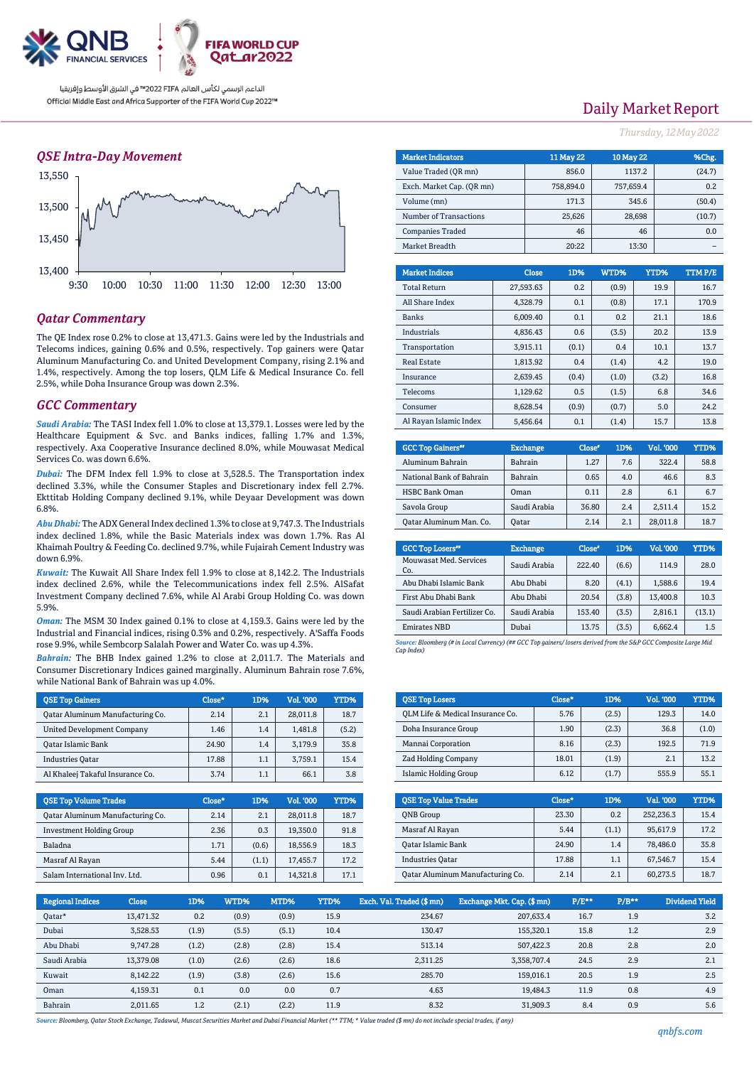QNB FINANCIAL SERVICES

FIFA WORLD CUP Qatar2022

الداعم الرسمي لكأس العالم FIFA 2022™ في الشرق الأوسط وإفريقيا
Official Middle East and Africa Supporter of the FIFA World Cup 2022™

# Daily Market Report

*Thursday, 12 May 2022*

## QSE Intra-Day Movement

13,550
13,500
13,450
13,400
9:30 10:00 10:30 11:00 11:30 12:00 12:30 13:00

| Market Indicators | 11 May 22 | 10 May 22 | %Chg. |
|---|---|---|---|
| Value Traded (QR mn) | 856.0 | 1137.2 | (24.7) |
| Exch. Market Cap. (QR mn) | 758,894.0 | 757,659.4 | 0.2 |
| Volume (mn) | 171.3 | 345.6 | (50.4) |
| Number of Transactions | 25,626 | 28,698 | (10.7) |
| Companies Traded | 46 | 46 | 0.0 |
| Market Breadth | 20:22 | 13:30 | – |

| Market Indices | Close | 1D% | WTD% | YTD% | TTM P/E |
|---|---|---|---|---|---|
| Total Return | 27,593.63 | 0.2 | (0.9) | 19.9 | 16.7 |
| All Share Index | 4,328.79 | 0.1 | (0.8) | 17.1 | 170.9 |
| Banks | 6,009.40 | 0.1 | 0.2 | 21.1 | 18.6 |
| Industrials | 4,836.43 | 0.6 | (3.5) | 20.2 | 13.9 |
| Transportation | 3,915.11 | (0.1) | 0.4 | 10.1 | 13.7 |
| Real Estate | 1,813.92 | 0.4 | (1.4) | 4.2 | 19.0 |
| Insurance | 2,639.45 | (0.4) | (1.0) | (3.2) | 16.8 |
| Telecoms | 1,129.62 | 0.5 | (1.5) | 6.8 | 34.6 |
| Consumer | 8,628.54 | (0.9) | (0.7) | 5.0 | 24.2 |
| Al Rayan Islamic Index | 5,456.64 | 0.1 | (1.4) | 15.7 | 13.8 |

## Qatar Commentary

The QE Index rose 0.2% to close at 13,471.3. Gains were led by the Industrials and Telecoms indices, gaining 0.6% and 0.5%, respectively. Top gainers were Qatar Aluminum Manufacturing Co. and United Development Company, rising 2.1% and 1.4%, respectively. Among the top losers, QLM Life & Medical Insurance Co. fell 2.5%, while Doha Insurance Group was down 2.3%.

## GCC Commentary

*Saudi Arabia:* The TASI Index fell 1.0% to close at 13,379.1. Losses were led by the Healthcare Equipment & Svc. and Banks indices, falling 1.7% and 1.3%, respectively. Axa Cooperative Insurance declined 8.0%, while Mouwasat Medical Services Co. was down 6.6%.

*Dubai:* The DFM Index fell 1.9% to close at 3,528.5. The Transportation index declined 3.3%, while the Consumer Staples and Discretionary index fell 2.7%. Ekttitab Holding Company declined 9.1%, while Deyaar Development was down 6.8%.

*Abu Dhabi:* The ADX General Index declined 1.3% to close at 9,747.3. The Industrials index declined 1.8%, while the Basic Materials index was down 1.7%. Ras Al Khaimah Poultry & Feeding Co. declined 9.7%, while Fujairah Cement Industry was down 6.9%.

*Kuwait:* The Kuwait All Share Index fell 1.9% to close at 8,142.2. The Industrials index declined 2.6%, while the Telecommunications index fell 2.5%. AlSafat Investment Company declined 7.6%, while Al Arabi Group Holding Co. was down 5.9%.

*Oman:* The MSM 30 Index gained 0.1% to close at 4,159.3. Gains were led by the Industrial and Financial indices, rising 0.3% and 0.2%, respectively. A'Saffa Foods rose 9.9%, while Sembcorp Salalah Power and Water Co. was up 4.3%.

*Bahrain:* The BHB Index gained 1.2% to close at 2,011.7. The Materials and Consumer Discretionary Indices gained marginally. Aluminum Bahrain rose 7.6%, while National Bank of Bahrain was up 4.0%.

| GCC Top Gainers## | Exchange | Close# | 1D% | Vol. '000 | YTD% |
|---|---|---|---|---|---|
| Aluminum Bahrain | Bahrain | 1.27 | 7.6 | 322.4 | 58.8 |
| National Bank of Bahrain | Bahrain | 0.65 | 4.0 | 46.6 | 8.3 |
| HSBC Bank Oman | Oman | 0.11 | 2.8 | 6.1 | 6.7 |
| Savola Group | Saudi Arabia | 36.80 | 2.4 | 2,511.4 | 15.2 |
| Qatar Aluminum Man. Co. | Qatar | 2.14 | 2.1 | 28,011.8 | 18.7 |

| GCC Top Losers## | Exchange | Close# | 1D% | Vol. '000 | YTD% |
|---|---|---|---|---|---|
| Mouwasat Med. Services Co. | Saudi Arabia | 222.40 | (6.6) | 114.9 | 28.0 |
| Abu Dhabi Islamic Bank | Abu Dhabi | 8.20 | (4.1) | 1,588.6 | 19.4 |
| First Abu Dhabi Bank | Abu Dhabi | 20.54 | (3.8) | 13,400.8 | 10.3 |
| Saudi Arabian Fertilizer Co. | Saudi Arabia | 153.40 | (3.5) | 2,816.1 | (13.1) |
| Emirates NBD | Dubai | 13.75 | (3.5) | 6,662.4 | 1.5 |

*Source: Bloomberg (# in Local Currency) (## GCC Top gainers/ losers derived from the S&P GCC Composite Large Mid Cap Index)*

| QSE Top Gainers | Close* | 1D% | Vol. '000 | YTD% |
|---|---|---|---|---|
| Qatar Aluminum Manufacturing Co. | 2.14 | 2.1 | 28,011.8 | 18.7 |
| United Development Company | 1.46 | 1.4 | 1,481.8 | (5.2) |
| Qatar Islamic Bank | 24.90 | 1.4 | 3,179.9 | 35.8 |
| Industries Qatar | 17.88 | 1.1 | 3,759.1 | 15.4 |
| Al Khaleej Takaful Insurance Co. | 3.74 | 1.1 | 66.1 | 3.8 |

| QSE Top Losers | Close* | 1D% | Vol. '000 | YTD% |
|---|---|---|---|---|
| QLM Life & Medical Insurance Co. | 5.76 | (2.5) | 129.3 | 14.0 |
| Doha Insurance Group | 1.90 | (2.3) | 36.8 | (1.0) |
| Mannai Corporation | 8.16 | (2.3) | 192.5 | 71.9 |
| Zad Holding Company | 18.01 | (1.9) | 2.1 | 13.2 |
| Islamic Holding Group | 6.12 | (1.7) | 555.9 | 55.1 |

| QSE Top Volume Trades | Close* | 1D% | Vol. '000 | YTD% |
|---|---|---|---|---|
| Qatar Aluminum Manufacturing Co. | 2.14 | 2.1 | 28,011.8 | 18.7 |
| Investment Holding Group | 2.36 | 0.3 | 19,350.0 | 91.8 |
| Baladna | 1.71 | (0.6) | 18,556.9 | 18.3 |
| Masraf Al Rayan | 5.44 | (1.1) | 17,455.7 | 17.2 |
| Salam International Inv. Ltd. | 0.96 | 0.1 | 14,321.8 | 17.1 |

| QSE Top Value Trades | Close* | 1D% | Val. '000 | YTD% |
|---|---|---|---|---|
| QNB Group | 23.30 | 0.2 | 252,236.3 | 15.4 |
| Masraf Al Rayan | 5.44 | (1.1) | 95,617.9 | 17.2 |
| Qatar Islamic Bank | 24.90 | 1.4 | 78,486.0 | 35.8 |
| Industries Qatar | 17.88 | 1.1 | 67,546.7 | 15.4 |
| Qatar Aluminum Manufacturing Co. | 2.14 | 2.1 | 60,273.5 | 18.7 |

| Regional Indices | Close | 1D% | WTD% | MTD% | YTD% | Exch. Val. Traded ($ mn) | Exchange Mkt. Cap. ($ mn) | P/E** | P/B** | Dividend Yield |
|---|---|---|---|---|---|---|---|---|---|---|
| Qatar* | 13,471.32 | 0.2 | (0.9) | (0.9) | 15.9 | 234.67 | 207,633.4 | 16.7 | 1.9 | 3.2 |
| Dubai | 3,528.53 | (1.9) | (5.5) | (5.1) | 10.4 | 130.47 | 155,320.1 | 15.8 | 1.2 | 2.9 |
| Abu Dhabi | 9,747.28 | (1.2) | (2.8) | (2.8) | 15.4 | 513.14 | 507,422.3 | 20.8 | 2.8 | 2.0 |
| Saudi Arabia | 13,379.08 | (1.0) | (2.6) | (2.6) | 18.6 | 2,311.25 | 3,358,707.4 | 24.5 | 2.9 | 2.1 |
| Kuwait | 8,142.22 | (1.9) | (3.8) | (2.6) | 15.6 | 285.70 | 159,016.1 | 20.5 | 1.9 | 2.5 |
| Oman | 4,159.31 | 0.1 | 0.0 | 0.0 | 0.7 | 4.63 | 19,484.3 | 11.9 | 0.8 | 4.9 |
| Bahrain | 2,011.65 | 1.2 | (2.1) | (2.2) | 11.9 | 8.32 | 31,909.3 | 8.4 | 0.9 | 5.6 |

*Source: Bloomberg, Qatar Stock Exchange, Tadawul, Muscat Securities Market and Dubai Financial Market (** TTM; * Value traded ($ mn) do not include special trades, if any)*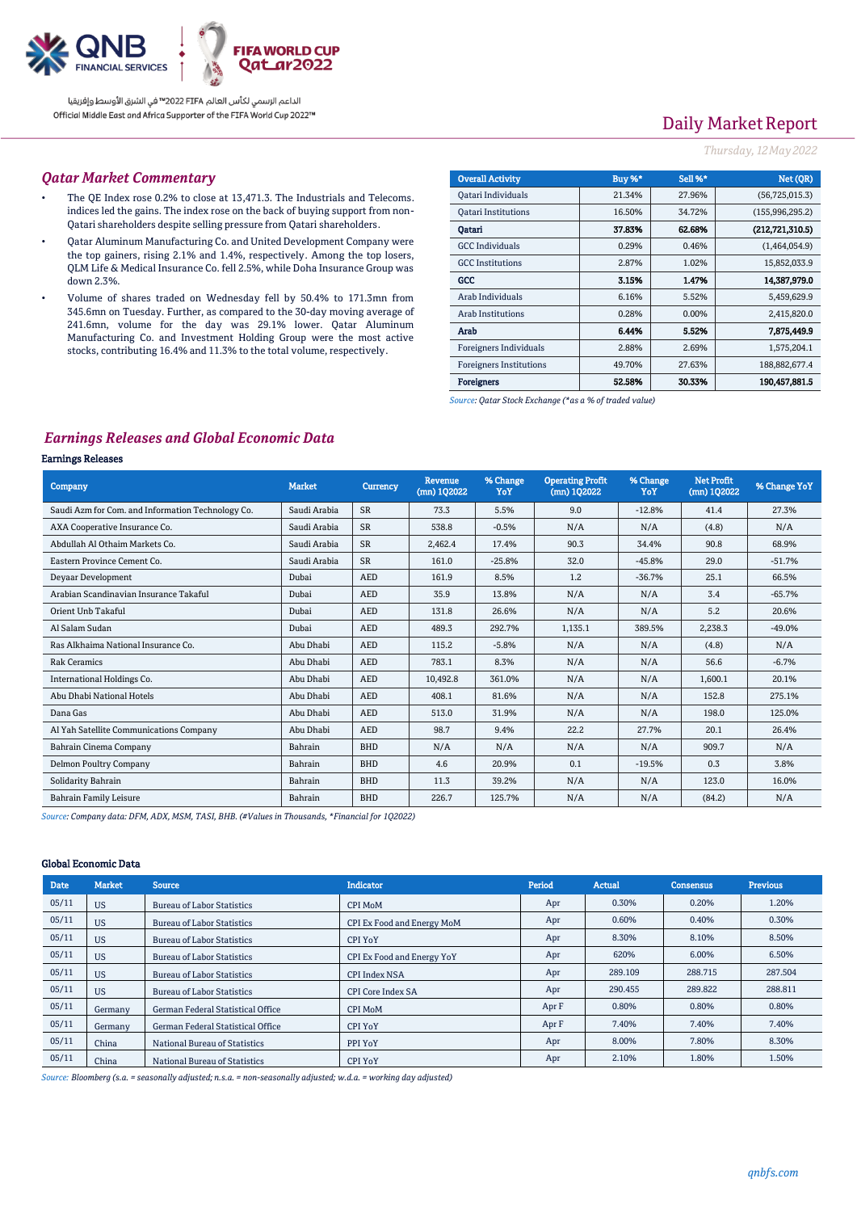Daily Market Report

*Thursday, 12 May 2022*

## *Qatar Market Commentary*

- The QE Index rose 0.2% to close at 13,471.3. The Industrials and Telecoms. indices led the gains. The index rose on the back of buying support from non-Qatari shareholders despite selling pressure from Qatari shareholders.
- Qatar Aluminum Manufacturing Co. and United Development Company were the top gainers, rising 2.1% and 1.4%, respectively. Among the top losers, QLM Life & Medical Insurance Co. fell 2.5%, while Doha Insurance Group was down 2.3%.
- Volume of shares traded on Wednesday fell by 50.4% to 171.3mn from 345.6mn on Tuesday. Further, as compared to the 30-day moving average of 241.6mn, volume for the day was 29.1% lower. Qatar Aluminum Manufacturing Co. and Investment Holding Group were the most active stocks, contributing 16.4% and 11.3% to the total volume, respectively.

| Overall Activity | Buy %* | Sell %* | Net (QR) |
|---|---|---|---|
| Qatari Individuals | 21.34% | 27.96% | (56,725,015.3) |
| Qatari Institutions | 16.50% | 34.72% | (155,996,295.2) |
| **Qatari** | **37.83%** | **62.68%** | **(212,721,310.5)** |
| GCC Individuals | 0.29% | 0.46% | (1,464,054.9) |
| GCC Institutions | 2.87% | 1.02% | 15,852,033.9 |
| **GCC** | **3.15%** | **1.47%** | **14,387,979.0** |
| Arab Individuals | 6.16% | 5.52% | 5,459,629.9 |
| Arab Institutions | 0.28% | 0.00% | 2,415,820.0 |
| **Arab** | **6.44%** | **5.52%** | **7,875,449.9** |
| Foreigners Individuals | 2.88% | 2.69% | 1,575,204.1 |
| Foreigners Institutions | 49.70% | 27.63% | 188,882,677.4 |
| **Foreigners** | **52.58%** | **30.33%** | **190,457,881.5** |

*Source: Qatar Stock Exchange (\*as a % of traded value)*

## *Earnings Releases and Global Economic Data*

### Earnings Releases

| Company | Market | Currency | Revenue (mn) 1Q2022 | % Change YoY | Operating Profit (mn) 1Q2022 | % Change YoY | Net Profit (mn) 1Q2022 | % Change YoY |
|---|---|---|---|---|---|---|---|---|
| Saudi Azm for Com. and Information Technology Co. | Saudi Arabia | SR | 73.3 | 5.5% | 9.0 | -12.8% | 41.4 | 27.3% |
| AXA Cooperative Insurance Co. | Saudi Arabia | SR | 538.8 | -0.5% | N/A | N/A | (4.8) | N/A |
| Abdullah Al Othaim Markets Co. | Saudi Arabia | SR | 2,462.4 | 17.4% | 90.3 | 34.4% | 90.8 | 68.9% |
| Eastern Province Cement Co. | Saudi Arabia | SR | 161.0 | -25.8% | 32.0 | -45.8% | 29.0 | -51.7% |
| Deyaar Development | Dubai | AED | 161.9 | 8.5% | 1.2 | -36.7% | 25.1 | 66.5% |
| Arabian Scandinavian Insurance Takaful | Dubai | AED | 35.9 | 13.8% | N/A | N/A | 3.4 | -65.7% |
| Orient Unb Takaful | Dubai | AED | 131.8 | 26.6% | N/A | N/A | 5.2 | 20.6% |
| Al Salam Sudan | Dubai | AED | 489.3 | 292.7% | 1,135.1 | 389.5% | 2,238.3 | -49.0% |
| Ras Alkhaima National Insurance Co. | Abu Dhabi | AED | 115.2 | -5.8% | N/A | N/A | (4.8) | N/A |
| Rak Ceramics | Abu Dhabi | AED | 783.1 | 8.3% | N/A | N/A | 56.6 | -6.7% |
| International Holdings Co. | Abu Dhabi | AED | 10,492.8 | 361.0% | N/A | N/A | 1,600.1 | 20.1% |
| Abu Dhabi National Hotels | Abu Dhabi | AED | 408.1 | 81.6% | N/A | N/A | 152.8 | 275.1% |
| Dana Gas | Abu Dhabi | AED | 513.0 | 31.9% | N/A | N/A | 198.0 | 125.0% |
| Al Yah Satellite Communications Company | Abu Dhabi | AED | 98.7 | 9.4% | 22.2 | 27.7% | 20.1 | 26.4% |
| Bahrain Cinema Company | Bahrain | BHD | N/A | N/A | N/A | N/A | 909.7 | N/A |
| Delmon Poultry Company | Bahrain | BHD | 4.6 | 20.9% | 0.1 | -19.5% | 0.3 | 3.8% |
| Solidarity Bahrain | Bahrain | BHD | 11.3 | 39.2% | N/A | N/A | 123.0 | 16.0% |
| Bahrain Family Leisure | Bahrain | BHD | 226.7 | 125.7% | N/A | N/A | (84.2) | N/A |

*Source: Company data: DFM, ADX, MSM, TASI, BHB. (#Values in Thousands, \*Financial for 1Q2022)*

### Global Economic Data

| Date | Market | Source | Indicator | Period | Actual | Consensus | Previous |
|---|---|---|---|---|---|---|---|
| 05/11 | US | Bureau of Labor Statistics | CPI MoM | Apr | 0.30% | 0.20% | 1.20% |
| 05/11 | US | Bureau of Labor Statistics | CPI Ex Food and Energy MoM | Apr | 0.60% | 0.40% | 0.30% |
| 05/11 | US | Bureau of Labor Statistics | CPI YoY | Apr | 8.30% | 8.10% | 8.50% |
| 05/11 | US | Bureau of Labor Statistics | CPI Ex Food and Energy YoY | Apr | 620% | 6.00% | 6.50% |
| 05/11 | US | Bureau of Labor Statistics | CPI Index NSA | Apr | 289.109 | 288.715 | 287.504 |
| 05/11 | US | Bureau of Labor Statistics | CPI Core Index SA | Apr | 290.455 | 289.822 | 288.811 |
| 05/11 | Germany | German Federal Statistical Office | CPI MoM | Apr F | 0.80% | 0.80% | 0.80% |
| 05/11 | Germany | German Federal Statistical Office | CPI YoY | Apr F | 7.40% | 7.40% | 7.40% |
| 05/11 | China | National Bureau of Statistics | PPI YoY | Apr | 8.00% | 7.80% | 8.30% |
| 05/11 | China | National Bureau of Statistics | CPI YoY | Apr | 2.10% | 1.80% | 1.50% |

*Source: Bloomberg (s.a. = seasonally adjusted; n.s.a. = non-seasonally adjusted; w.d.a. = working day adjusted)*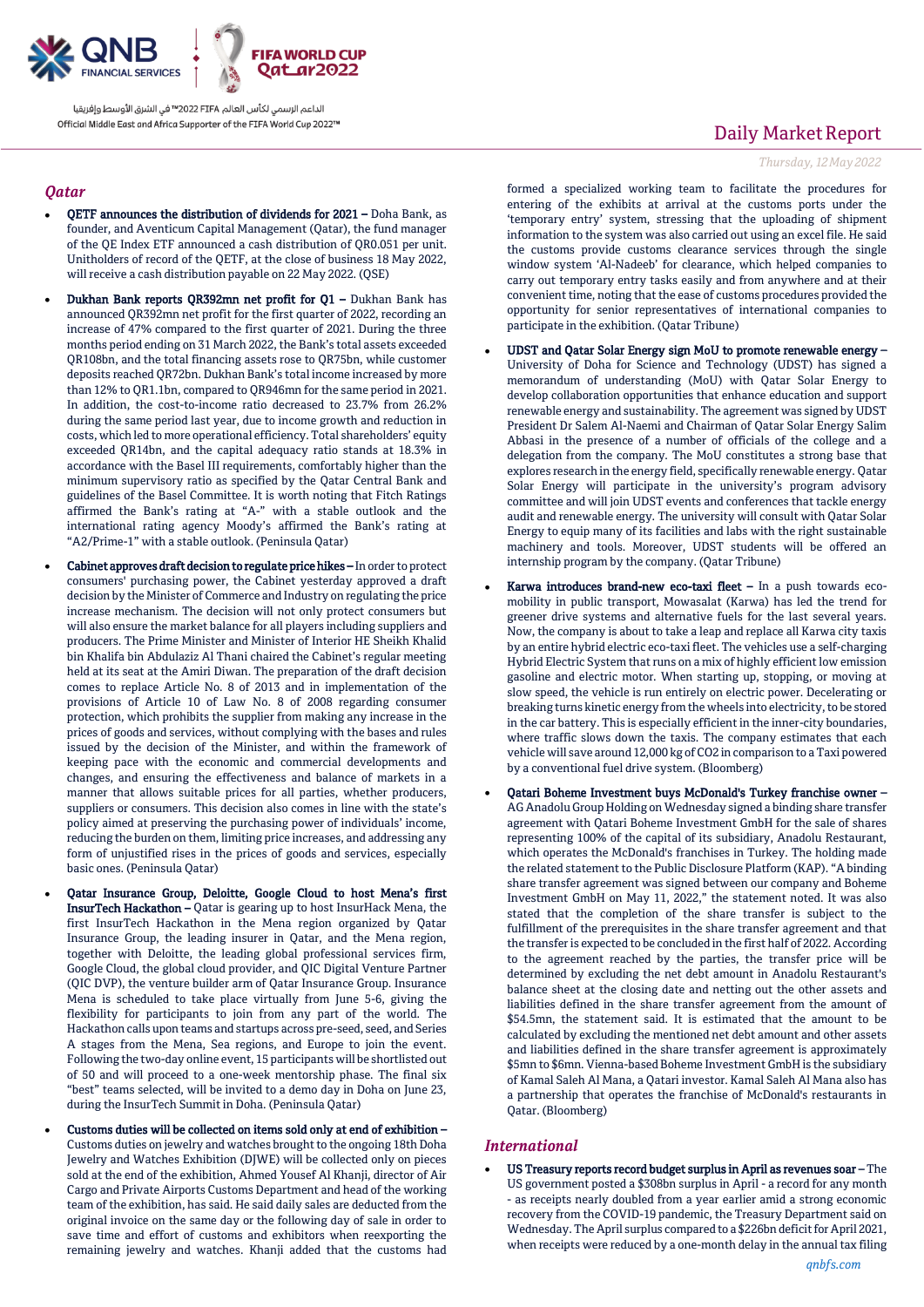## Qatar

- **QETF announces the distribution of dividends for 2021 –** Doha Bank, as founder, and Aventicum Capital Management (Qatar), the fund manager of the QE Index ETF announced a cash distribution of QR0.051 per unit. Unitholders of record of the QETF, at the close of business 18 May 2022, will receive a cash distribution payable on 22 May 2022. (QSE)

- **Dukhan Bank reports QR392mn net profit for Q1 –** Dukhan Bank has announced QR392mn net profit for the first quarter of 2022, recording an increase of 47% compared to the first quarter of 2021. During the three months period ending on 31 March 2022, the Bank's total assets exceeded QR108bn, and the total financing assets rose to QR75bn, while customer deposits reached QR72bn. Dukhan Bank's total income increased by more than 12% to QR1.1bn, compared to QR946mn for the same period in 2021. In addition, the cost-to-income ratio decreased to 23.7% from 26.2% during the same period last year, due to income growth and reduction in costs, which led to more operational efficiency. Total shareholders' equity exceeded QR14bn, and the capital adequacy ratio stands at 18.3% in accordance with the Basel III requirements, comfortably higher than the minimum supervisory ratio as specified by the Qatar Central Bank and guidelines of the Basel Committee. It is worth noting that Fitch Ratings affirmed the Bank's rating at "A-" with a stable outlook and the international rating agency Moody's affirmed the Bank's rating at "A2/Prime-1" with a stable outlook. (Peninsula Qatar)

- **Cabinet approves draft decision to regulate price hikes –** In order to protect consumers' purchasing power, the Cabinet yesterday approved a draft decision by the Minister of Commerce and Industry on regulating the price increase mechanism. The decision will not only protect consumers but will also ensure the market balance for all players including suppliers and producers. The Prime Minister and Minister of Interior HE Sheikh Khalid bin Khalifa bin Abdulaziz Al Thani chaired the Cabinet's regular meeting held at its seat at the Amiri Diwan. The preparation of the draft decision comes to replace Article No. 8 of 2013 and in implementation of the provisions of Article 10 of Law No. 8 of 2008 regarding consumer protection, which prohibits the supplier from making any increase in the prices of goods and services, without complying with the bases and rules issued by the decision of the Minister, and within the framework of keeping pace with the economic and commercial developments and changes, and ensuring the effectiveness and balance of markets in a manner that allows suitable prices for all parties, whether producers, suppliers or consumers. This decision also comes in line with the state's policy aimed at preserving the purchasing power of individuals' income, reducing the burden on them, limiting price increases, and addressing any form of unjustified rises in the prices of goods and services, especially basic ones. (Peninsula Qatar)

- **Qatar Insurance Group, Deloitte, Google Cloud to host Mena's first InsurTech Hackathon –** Qatar is gearing up to host InsurHack Mena, the first InsurTech Hackathon in the Mena region organized by Qatar Insurance Group, the leading insurer in Qatar, and the Mena region, together with Deloitte, the leading global professional services firm, Google Cloud, the global cloud provider, and QIC Digital Venture Partner (QIC DVP), the venture builder arm of Qatar Insurance Group. Insurance Mena is scheduled to take place virtually from June 5-6, giving the flexibility for participants to join from any part of the world. The Hackathon calls upon teams and startups across pre-seed, seed, and Series A stages from the Mena, Sea regions, and Europe to join the event. Following the two-day online event, 15 participants will be shortlisted out of 50 and will proceed to a one-week mentorship phase. The final six "best" teams selected, will be invited to a demo day in Doha on June 23, during the InsurTech Summit in Doha. (Peninsula Qatar)

- **Customs duties will be collected on items sold only at end of exhibition –** Customs duties on jewelry and watches brought to the ongoing 18th Doha Jewelry and Watches Exhibition (DJWE) will be collected only on pieces sold at the end of the exhibition, Ahmed Yousef Al Khanji, director of Air Cargo and Private Airports Customs Department and head of the working team of the exhibition, has said. He said daily sales are deducted from the original invoice on the same day or the following day of sale in order to save time and effort of customs and exhibitors when reexporting the remaining jewelry and watches. Khanji added that the customs had formed a specialized working team to facilitate the procedures for entering of the exhibits at arrival at the customs ports under the 'temporary entry' system, stressing that the uploading of shipment information to the system was also carried out using an excel file. He said the customs provide customs clearance services through the single window system 'Al-Nadeeb' for clearance, which helped companies to carry out temporary entry tasks easily and from anywhere and at their convenient time, noting that the ease of customs procedures provided the opportunity for senior representatives of international companies to participate in the exhibition. (Qatar Tribune)

- **UDST and Qatar Solar Energy sign MoU to promote renewable energy –** University of Doha for Science and Technology (UDST) has signed a memorandum of understanding (MoU) with Qatar Solar Energy to develop collaboration opportunities that enhance education and support renewable energy and sustainability. The agreement was signed by UDST President Dr Salem Al-Naemi and Chairman of Qatar Solar Energy Salim Abbasi in the presence of a number of officials of the college and a delegation from the company. The MoU constitutes a strong base that explores research in the energy field, specifically renewable energy. Qatar Solar Energy will participate in the university's program advisory committee and will join UDST events and conferences that tackle energy audit and renewable energy. The university will consult with Qatar Solar Energy to equip many of its facilities and labs with the right sustainable machinery and tools. Moreover, UDST students will be offered an internship program by the company. (Qatar Tribune)

- **Karwa introduces brand-new eco-taxi fleet –** In a push towards eco-mobility in public transport, Mowasalat (Karwa) has led the trend for greener drive systems and alternative fuels for the last several years. Now, the company is about to take a leap and replace all Karwa city taxis by an entire hybrid electric eco-taxi fleet. The vehicles use a self-charging Hybrid Electric System that runs on a mix of highly efficient low emission gasoline and electric motor. When starting up, stopping, or moving at slow speed, the vehicle is run entirely on electric power. Decelerating or breaking turns kinetic energy from the wheels into electricity, to be stored in the car battery. This is especially efficient in the inner-city boundaries, where traffic slows down the taxis. The company estimates that each vehicle will save around 12,000 kg of $CO_2$ in comparison to a Taxi powered by a conventional fuel drive system. (Bloomberg)

- **Qatari Boheme Investment buys McDonald's Turkey franchise owner –** AG Anadolu Group Holding on Wednesday signed a binding share transfer agreement with Qatari Boheme Investment GmbH for the sale of shares representing 100% of the capital of its subsidiary, Anadolu Restaurant, which operates the McDonald's franchises in Turkey. The holding made the related statement to the Public Disclosure Platform (KAP). "A binding share transfer agreement was signed between our company and Boheme Investment GmbH on May 11, 2022," the statement noted. It was also stated that the completion of the share transfer is subject to the fulfillment of the prerequisites in the share transfer agreement and that the transfer is expected to be concluded in the first half of 2022. According to the agreement reached by the parties, the transfer price will be determined by excluding the net debt amount in Anadolu Restaurant's balance sheet at the closing date and netting out the other assets and liabilities defined in the share transfer agreement from the amount of $54.5mn, the statement said. It is estimated that the amount to be calculated by excluding the mentioned net debt amount and other assets and liabilities defined in the share transfer agreement is approximately $5mn to $6mn. Vienna-based Boheme Investment GmbH is the subsidiary of Kamal Saleh Al Mana, a Qatari investor. Kamal Saleh Al Mana also has a partnership that operates the franchise of McDonald's restaurants in Qatar. (Bloomberg)

## International

- **US Treasury reports record budget surplus in April as revenues soar –** The US government posted a $308bn surplus in April - a record for any month - as receipts nearly doubled from a year earlier amid a strong economic recovery from the COVID-19 pandemic, the Treasury Department said on Wednesday. The April surplus compared to a $226bn deficit for April 2021, when receipts were reduced by a one-month delay in the annual tax filing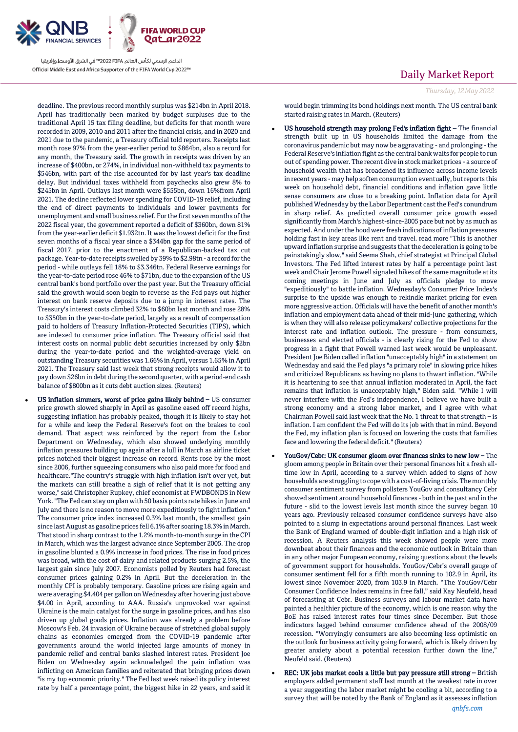deadline. The previous record monthly surplus was $214bn in April 2018. April has traditionally been marked by budget surpluses due to the traditional April 15 tax filing deadline, but deficits for that month were recorded in 2009, 2010 and 2011 after the financial crisis, and in 2020 and 2021 due to the pandemic, a Treasury official told reporters. Receipts last month rose 97% from the year-earlier period to $864bn, also a record for any month, the Treasury said. The growth in receipts was driven by an increase of $400bn, or 274%, in individual non-withheld tax payments to $546bn, with part of the rise accounted for by last year's tax deadline delay. But individual taxes withheld from paychecks also grew 8% to $245bn in April. Outlays last month were $555bn, down 16%from April 2021. The decline reflected lower spending for COVID-19 relief, including the end of direct payments to individuals and lower payments for unemployment and small business relief. For the first seven months of the 2022 fiscal year, the government reported a deficit of $360bn, down 81% from the year-earlier deficit $1.932tn. It was the lowest deficit for the first seven months of a fiscal year since a $344bn gap for the same period of fiscal 2017, prior to the enactment of a Republican-backed tax cut package. Year-to-date receipts swelled by 39% to $2.98tn - a record for the period - while outlays fell 18% to $3.346tn. Federal Reserve earnings for the year-to-date period rose 46% to $71bn, due to the expansion of the US central bank's bond portfolio over the past year. But the Treasury official said the growth would soon begin to reverse as the Fed pays out higher interest on bank reserve deposits due to a jump in interest rates. The Treasury's interest costs climbed 32% to $60bn last month and rose 28% to $350bn in the year-to-date period, largely as a result of compensation paid to holders of Treasury Inflation-Protected Securities (TIPS), which are indexed to consumer price inflation. The Treasury official said that interest costs on normal public debt securities increased by only $2bn during the year-to-date period and the weighted-average yield on outstanding Treasury securities was 1.66% in April, versus 1.65% in April 2021. The Treasury said last week that strong receipts would allow it to pay down $26bn in debt during the second quarter, with a period-end cash balance of $800bn as it cuts debt auction sizes. (Reuters)

- **US inflation simmers, worst of price gains likely behind –** US consumer price growth slowed sharply in April as gasoline eased off record highs, suggesting inflation has probably peaked, though it is likely to stay hot for a while and keep the Federal Reserve's foot on the brakes to cool demand. That aspect was reinforced by the report from the Labor Department on Wednesday, which also showed underlying monthly inflation pressures building up again after a lull in March as airline ticket prices notched their biggest increase on record. Rents rose by the most since 2006, further squeezing consumers who also paid more for food and healthcare."The country's struggle with high inflation isn't over yet, but the markets can still breathe a sigh of relief that it is not getting any worse," said Christopher Rupkey, chief economist at FWDBONDS in New York. "The Fed can stay on plan with 50 basis points rate hikes in June and July and there is no reason to move more expeditiously to fight inflation." The consumer price index increased 0.3% last month, the smallest gain since last August as gasoline prices fell 6.1% after soaring 18.3% in March. That stood in sharp contrast to the 1.2% month-to-month surge in the CPI in March, which was the largest advance since September 2005. The drop in gasoline blunted a 0.9% increase in food prices. The rise in food prices was broad, with the cost of dairy and related products surging 2.5%, the largest gain since July 2007. Economists polled by Reuters had forecast consumer prices gaining 0.2% in April. But the deceleration in the monthly CPI is probably temporary. Gasoline prices are rising again and were averaging $4.404 per gallon on Wednesday after hovering just above $4.00 in April, according to AAA. Russia's unprovoked war against Ukraine is the main catalyst for the surge in gasoline prices, and has also driven up global goods prices. Inflation was already a problem before Moscow's Feb. 24 invasion of Ukraine because of stretched global supply chains as economies emerged from the COVID-19 pandemic after governments around the world injected large amounts of money in pandemic relief and central banks slashed interest rates. President Joe Biden on Wednesday again acknowledged the pain inflation was inflicting on American families and reiterated that bringing prices down "is my top economic priority." The Fed last week raised its policy interest rate by half a percentage point, the biggest hike in 22 years, and said it would begin trimming its bond holdings next month. The US central bank started raising rates in March. (Reuters)
- **US household strength may prolong Fed's inflation fight –** The financial strength built up in US households limited the damage from the coronavirus pandemic but may now be aggravating - and prolonging - the Federal Reserve's inflation fight as the central bank waits for people to run out of spending power. The recent dive in stock market prices - a source of household wealth that has broadened its influence across income levels in recent years - may help soften consumption eventually, but reports this week on household debt, financial conditions and inflation gave little sense consumers are close to a breaking point. Inflation data for April published Wednesday by the Labor Department cast the Fed's conundrum in sharp relief. As predicted overall consumer price growth eased significantly from March's highest-since-2005 pace but not by as much as expected. And under the hood were fresh indications of inflation pressures holding fast in key areas like rent and travel. read more "This is another upward inflation surprise and suggests that the deceleration is going to be painstakingly slow," said Seema Shah, chief strategist at Principal Global Investors. The Fed lifted interest rates by half a percentage point last week and Chair Jerome Powell signaled hikes of the same magnitude at its coming meetings in June and July as officials pledge to move "expeditiously" to battle inflation. Wednesday's Consumer Price Index's surprise to the upside was enough to rekindle market pricing for even more aggressive action. Officials will have the benefit of another month's inflation and employment data ahead of their mid-June gathering, which is when they will also release policymakers' collective projections for the interest rate and inflation outlook. The pressure - from consumers, businesses and elected officials - is clearly rising for the Fed to show progress in a fight that Powell warned last week would be unpleasant. President Joe Biden called inflation "unacceptably high" in a statement on Wednesday and said the Fed plays "a primary role" in slowing price hikes and criticized Republicans as having no plans to thwart inflation. "While it is heartening to see that annual inflation moderated in April, the fact remains that inflation is unacceptably high," Biden said. "While I will never interfere with the Fed's independence, I believe we have built a strong economy and a strong labor market, and I agree with what Chairman Powell said last week that the No. 1 threat to that strength – is inflation. I am confident the Fed will do its job with that in mind. Beyond the Fed, my inflation plan is focused on lowering the costs that families face and lowering the federal deficit." (Reuters)
- **YouGov/Cebr: UK consumer gloom over finances sinks to new low –** The gloom among people in Britain over their personal finances hit a fresh all-time low in April, according to a survey which added to signs of how households are struggling to cope with a cost-of-living crisis. The monthly consumer sentiment survey from pollsters YouGov and consultancy Cebr showed sentiment around household finances - both in the past and in the future - slid to the lowest levels last month since the survey began 10 years ago. Previously released consumer confidence surveys have also pointed to a slump in expectations around personal finances. Last week the Bank of England warned of double-digit inflation and a high risk of recession. A Reuters analysis this week showed people were more downbeat about their finances and the economic outlook in Britain than in any other major European economy, raising questions about the levels of government support for households. YouGov/Cebr's overall gauge of consumer sentiment fell for a fifth month running to 102.9 in April, its lowest since November 2020, from 103.9 in March. "The YouGov/Cebr Consumer Confidence Index remains in free fall," said Kay Neufeld, head of forecasting at Cebr. Business surveys and labour market data have painted a healthier picture of the economy, which is one reason why the BoE has raised interest rates four times since December. But those indicators lagged behind consumer confidence ahead of the 2008/09 recession. "Worryingly consumers are also becoming less optimistic on the outlook for business activity going forward, which is likely driven by greater anxiety about a potential recession further down the line," Neufeld said. (Reuters)
- **REC: UK jobs market cools a little but pay pressure still strong –** British employers added permanent staff last month at the weakest rate in over a year suggesting the labor market might be cooling a bit, according to a survey that will be noted by the Bank of England as it assesses inflation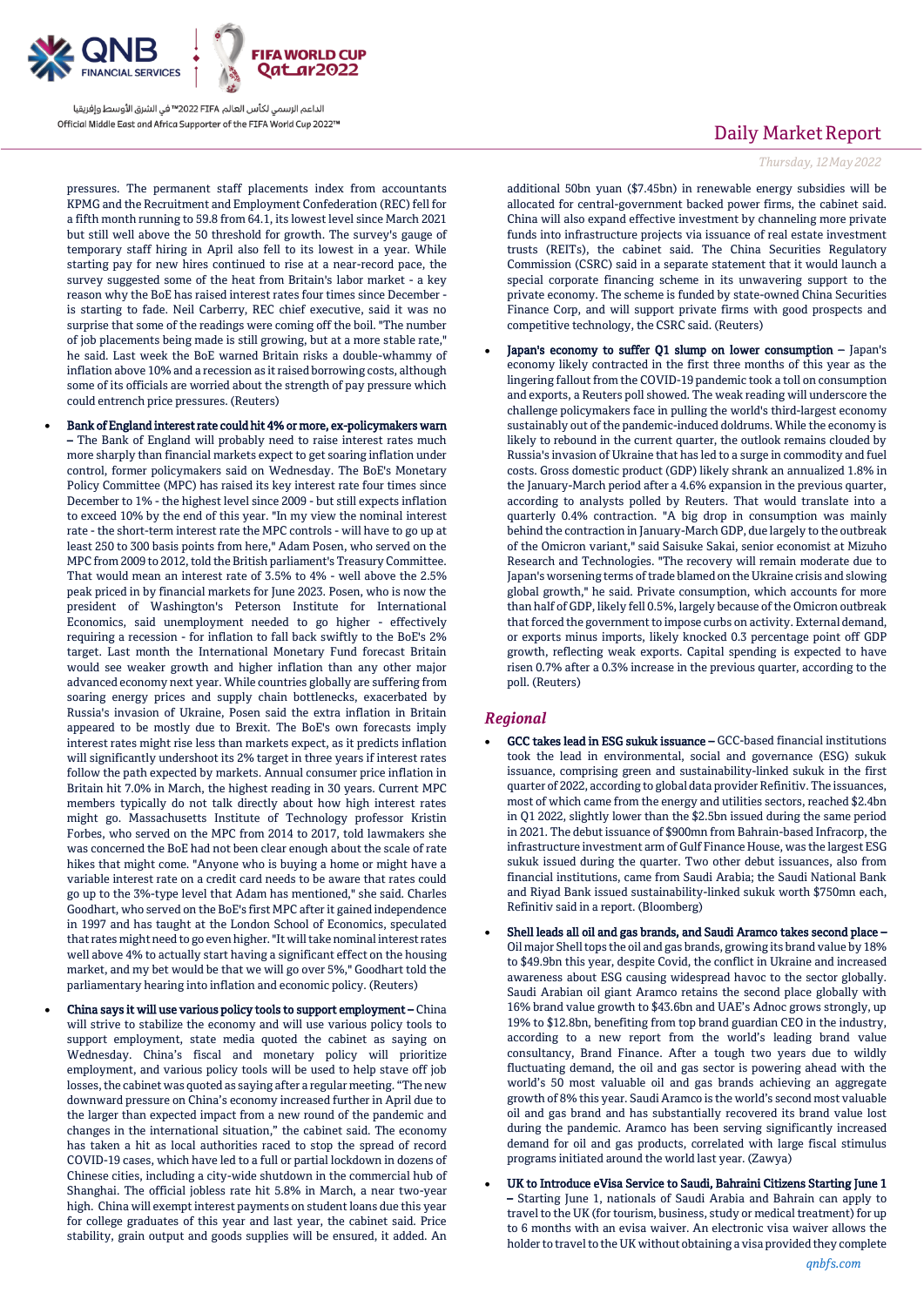pressures. The permanent staff placements index from accountants KPMG and the Recruitment and Employment Confederation (REC) fell for a fifth month running to 59.8 from 64.1, its lowest level since March 2021 but still well above the 50 threshold for growth. The survey's gauge of temporary staff hiring in April also fell to its lowest in a year. While starting pay for new hires continued to rise at a near-record pace, the survey suggested some of the heat from Britain's labor market - a key reason why the BoE has raised interest rates four times since December - is starting to fade. Neil Carberry, REC chief executive, said it was no surprise that some of the readings were coming off the boil. "The number of job placements being made is still growing, but at a more stable rate," he said. Last week the BoE warned Britain risks a double-whammy of inflation above 10% and a recession as it raised borrowing costs, although some of its officials are worried about the strength of pay pressure which could entrench price pressures. (Reuters)

- **Bank of England interest rate could hit 4% or more, ex-policymakers warn –** The Bank of England will probably need to raise interest rates much more sharply than financial markets expect to get soaring inflation under control, former policymakers said on Wednesday. The BoE's Monetary Policy Committee (MPC) has raised its key interest rate four times since December to 1% - the highest level since 2009 - but still expects inflation to exceed 10% by the end of this year. "In my view the nominal interest rate - the short-term interest rate the MPC controls - will have to go up at least 250 to 300 basis points from here," Adam Posen, who served on the MPC from 2009 to 2012, told the British parliament's Treasury Committee. That would mean an interest rate of 3.5% to 4% - well above the 2.5% peak priced in by financial markets for June 2023. Posen, who is now the president of Washington's Peterson Institute for International Economics, said unemployment needed to go higher - effectively requiring a recession - for inflation to fall back swiftly to the BoE's 2% target. Last month the International Monetary Fund forecast Britain would see weaker growth and higher inflation than any other major advanced economy next year. While countries globally are suffering from soaring energy prices and supply chain bottlenecks, exacerbated by Russia's invasion of Ukraine, Posen said the extra inflation in Britain appeared to be mostly due to Brexit. The BoE's own forecasts imply interest rates might rise less than markets expect, as it predicts inflation will significantly undershoot its 2% target in three years if interest rates follow the path expected by markets. Annual consumer price inflation in Britain hit 7.0% in March, the highest reading in 30 years. Current MPC members typically do not talk directly about how high interest rates might go. Massachusetts Institute of Technology professor Kristin Forbes, who served on the MPC from 2014 to 2017, told lawmakers she was concerned the BoE had not been clear enough about the scale of rate hikes that might come. "Anyone who is buying a home or might have a variable interest rate on a credit card needs to be aware that rates could go up to the 3%-type level that Adam has mentioned," she said. Charles Goodhart, who served on the BoE's first MPC after it gained independence in 1997 and has taught at the London School of Economics, speculated that rates might need to go even higher. "It will take nominal interest rates well above 4% to actually start having a significant effect on the housing market, and my bet would be that we will go over 5%," Goodhart told the parliamentary hearing into inflation and economic policy. (Reuters)
- **China says it will use various policy tools to support employment –** China will strive to stabilize the economy and will use various policy tools to support employment, state media quoted the cabinet as saying on Wednesday. China's fiscal and monetary policy will prioritize employment, and various policy tools will be used to help stave off job losses, the cabinet was quoted as saying after a regular meeting. "The new downward pressure on China's economy increased further in April due to the larger than expected impact from a new round of the pandemic and changes in the international situation," the cabinet said. The economy has taken a hit as local authorities raced to stop the spread of record COVID-19 cases, which have led to a full or partial lockdown in dozens of Chinese cities, including a city-wide shutdown in the commercial hub of Shanghai. The official jobless rate hit 5.8% in March, a near two-year high. China will exempt interest payments on student loans due this year for college graduates of this year and last year, the cabinet said. Price stability, grain output and goods supplies will be ensured, it added. An additional 50bn yuan ($7.45bn) in renewable energy subsidies will be allocated for central-government backed power firms, the cabinet said. China will also expand effective investment by channeling more private funds into infrastructure projects via issuance of real estate investment trusts (REITs), the cabinet said. The China Securities Regulatory Commission (CSRC) said in a separate statement that it would launch a special corporate financing scheme in its unwavering support to the private economy. The scheme is funded by state-owned China Securities Finance Corp, and will support private firms with good prospects and competitive technology, the CSRC said. (Reuters)
- **Japan's economy to suffer Q1 slump on lower consumption –** Japan's economy likely contracted in the first three months of this year as the lingering fallout from the COVID-19 pandemic took a toll on consumption and exports, a Reuters poll showed. The weak reading will underscore the challenge policymakers face in pulling the world's third-largest economy sustainably out of the pandemic-induced doldrums. While the economy is likely to rebound in the current quarter, the outlook remains clouded by Russia's invasion of Ukraine that has led to a surge in commodity and fuel costs. Gross domestic product (GDP) likely shrank an annualized 1.8% in the January-March period after a 4.6% expansion in the previous quarter, according to analysts polled by Reuters. That would translate into a quarterly 0.4% contraction. "A big drop in consumption was mainly behind the contraction in January-March GDP, due largely to the outbreak of the Omicron variant," said Saisuke Sakai, senior economist at Mizuho Research and Technologies. "The recovery will remain moderate due to Japan's worsening terms of trade blamed on the Ukraine crisis and slowing global growth," he said. Private consumption, which accounts for more than half of GDP, likely fell 0.5%, largely because of the Omicron outbreak that forced the government to impose curbs on activity. External demand, or exports minus imports, likely knocked 0.3 percentage point off GDP growth, reflecting weak exports. Capital spending is expected to have risen 0.7% after a 0.3% increase in the previous quarter, according to the poll. (Reuters)

## *Regional*

- **GCC takes lead in ESG sukuk issuance –** GCC-based financial institutions took the lead in environmental, social and governance (ESG) sukuk issuance, comprising green and sustainability-linked sukuk in the first quarter of 2022, according to global data provider Refinitiv. The issuances, most of which came from the energy and utilities sectors, reached $2.4bn in Q1 2022, slightly lower than the $2.5bn issued during the same period in 2021. The debut issuance of $900mn from Bahrain-based Infracorp, the infrastructure investment arm of Gulf Finance House, was the largest ESG sukuk issued during the quarter. Two other debut issuances, also from financial institutions, came from Saudi Arabia; the Saudi National Bank and Riyad Bank issued sustainability-linked sukuk worth $750mn each, Refinitiv said in a report. (Bloomberg)
- **Shell leads all oil and gas brands, and Saudi Aramco takes second place –** Oil major Shell tops the oil and gas brands, growing its brand value by 18% to $49.9bn this year, despite Covid, the conflict in Ukraine and increased awareness about ESG causing widespread havoc to the sector globally. Saudi Arabian oil giant Aramco retains the second place globally with 16% brand value growth to $43.6bn and UAE's Adnoc grows strongly, up 19% to $12.8bn, benefiting from top brand guardian CEO in the industry, according to a new report from the world's leading brand value consultancy, Brand Finance. After a tough two years due to wildly fluctuating demand, the oil and gas sector is powering ahead with the world's 50 most valuable oil and gas brands achieving an aggregate growth of 8% this year. Saudi Aramco is the world's second most valuable oil and gas brand and has substantially recovered its brand value lost during the pandemic. Aramco has been serving significantly increased demand for oil and gas products, correlated with large fiscal stimulus programs initiated around the world last year. (Zawya)
- **UK to Introduce eVisa Service to Saudi, Bahraini Citizens Starting June 1 –** Starting June 1, nationals of Saudi Arabia and Bahrain can apply to travel to the UK (for tourism, business, study or medical treatment) for up to 6 months with an evisa waiver. An electronic visa waiver allows the holder to travel to the UK without obtaining a visa provided they complete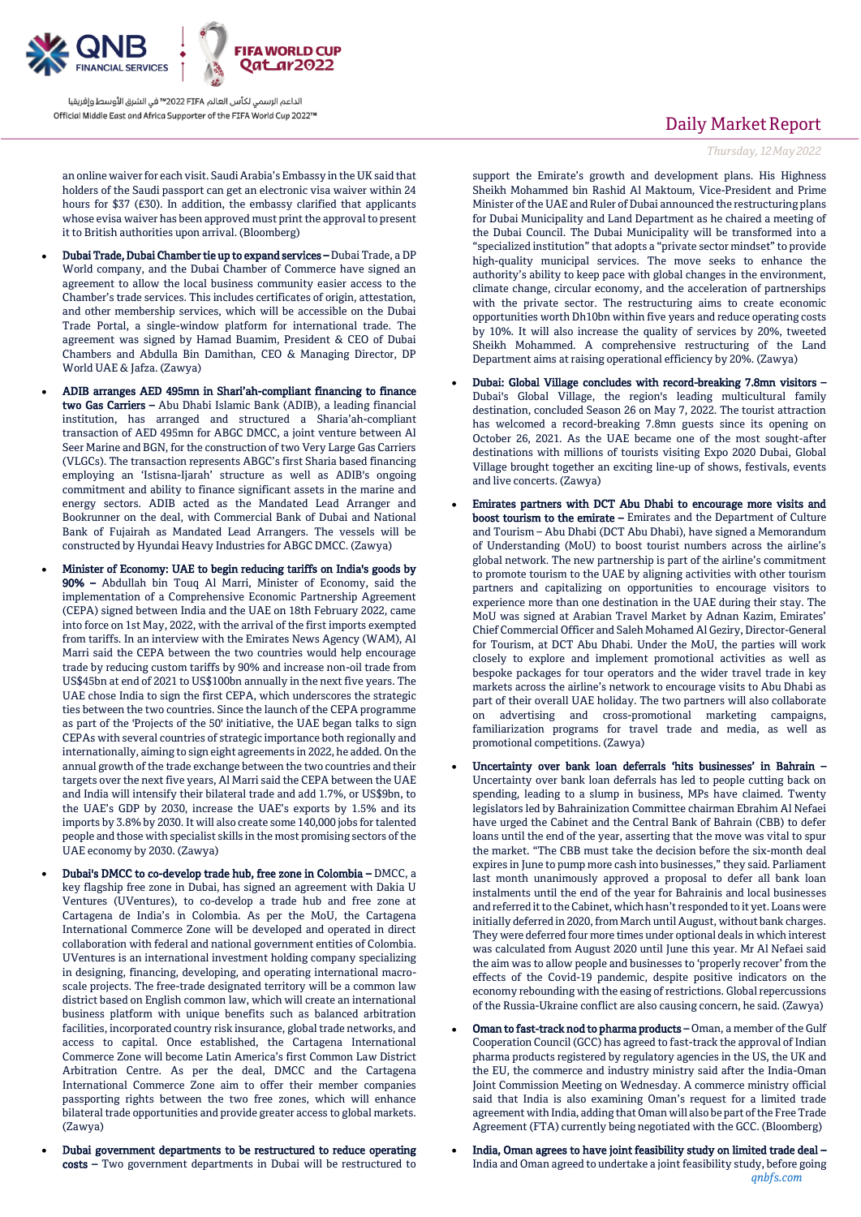an online waiver for each visit. Saudi Arabia's Embassy in the UK said that holders of the Saudi passport can get an electronic visa waiver within 24 hours for $37 (£30). In addition, the embassy clarified that applicants whose evisa waiver has been approved must print the approval to present it to British authorities upon arrival. (Bloomberg)

- **Dubai Trade, Dubai Chamber tie up to expand services –** Dubai Trade, a DP World company, and the Dubai Chamber of Commerce have signed an agreement to allow the local business community easier access to the Chamber's trade services. This includes certificates of origin, attestation, and other membership services, which will be accessible on the Dubai Trade Portal, a single-window platform for international trade. The agreement was signed by Hamad Buamim, President & CEO of Dubai Chambers and Abdulla Bin Damithan, CEO & Managing Director, DP World UAE & Jafza. (Zawya)

- **ADIB arranges AED 495mn in Shari'ah-compliant financing to finance two Gas Carriers –** Abu Dhabi Islamic Bank (ADIB), a leading financial institution, has arranged and structured a Sharia'ah-compliant transaction of AED 495mn for ABGC DMCC, a joint venture between Al Seer Marine and BGN, for the construction of two Very Large Gas Carriers (VLGCs). The transaction represents ABGC's first Sharia based financing employing an 'Istisna-Ijarah' structure as well as ADIB's ongoing commitment and ability to finance significant assets in the marine and energy sectors. ADIB acted as the Mandated Lead Arranger and Bookrunner on the deal, with Commercial Bank of Dubai and National Bank of Fujairah as Mandated Lead Arrangers. The vessels will be constructed by Hyundai Heavy Industries for ABGC DMCC. (Zawya)

- **Minister of Economy: UAE to begin reducing tariffs on India's goods by 90% –** Abdullah bin Touq Al Marri, Minister of Economy, said the implementation of a Comprehensive Economic Partnership Agreement (CEPA) signed between India and the UAE on 18th February 2022, came into force on 1st May, 2022, with the arrival of the first imports exempted from tariffs. In an interview with the Emirates News Agency (WAM), Al Marri said the CEPA between the two countries would help encourage trade by reducing custom tariffs by 90% and increase non-oil trade from US$45bn at end of 2021 to US$100bn annually in the next five years. The UAE chose India to sign the first CEPA, which underscores the strategic ties between the two countries. Since the launch of the CEPA programme as part of the 'Projects of the 50' initiative, the UAE began talks to sign CEPAs with several countries of strategic importance both regionally and internationally, aiming to sign eight agreements in 2022, he added. On the annual growth of the trade exchange between the two countries and their targets over the next five years, Al Marri said the CEPA between the UAE and India will intensify their bilateral trade and add 1.7%, or US$9bn, to the UAE's GDP by 2030, increase the UAE's exports by 1.5% and its imports by 3.8% by 2030. It will also create some 140,000 jobs for talented people and those with specialist skills in the most promising sectors of the UAE economy by 2030. (Zawya)

- **Dubai's DMCC to co-develop trade hub, free zone in Colombia –** DMCC, a key flagship free zone in Dubai, has signed an agreement with Dakia U Ventures (UVentures), to co-develop a trade hub and free zone at Cartagena de India's in Colombia. As per the MoU, the Cartagena International Commerce Zone will be developed and operated in direct collaboration with federal and national government entities of Colombia. UVentures is an international investment holding company specializing in designing, financing, developing, and operating international macro-scale projects. The free-trade designated territory will be a common law district based on English common law, which will create an international business platform with unique benefits such as balanced arbitration facilities, incorporated country risk insurance, global trade networks, and access to capital. Once established, the Cartagena International Commerce Zone will become Latin America's first Common Law District Arbitration Centre. As per the deal, DMCC and the Cartagena International Commerce Zone aim to offer their member companies passporting rights between the two free zones, which will enhance bilateral trade opportunities and provide greater access to global markets. (Zawya)

- **Dubai government departments to be restructured to reduce operating costs –** Two government departments in Dubai will be restructured to support the Emirate's growth and development plans. His Highness Sheikh Mohammed bin Rashid Al Maktoum, Vice-President and Prime Minister of the UAE and Ruler of Dubai announced the restructuring plans for Dubai Municipality and Land Department as he chaired a meeting of the Dubai Council. The Dubai Municipality will be transformed into a "specialized institution" that adopts a "private sector mindset" to provide high-quality municipal services. The move seeks to enhance the authority's ability to keep pace with global changes in the environment, climate change, circular economy, and the acceleration of partnerships with the private sector. The restructuring aims to create economic opportunities worth Dh10bn within five years and reduce operating costs by 10%. It will also increase the quality of services by 20%, tweeted Sheikh Mohammed. A comprehensive restructuring of the Land Department aims at raising operational efficiency by 20%. (Zawya)

- **Dubai: Global Village concludes with record-breaking 7.8mn visitors –** Dubai's Global Village, the region's leading multicultural family destination, concluded Season 26 on May 7, 2022. The tourist attraction has welcomed a record-breaking 7.8mn guests since its opening on October 26, 2021. As the UAE became one of the most sought-after destinations with millions of tourists visiting Expo 2020 Dubai, Global Village brought together an exciting line-up of shows, festivals, events and live concerts. (Zawya)

- **Emirates partners with DCT Abu Dhabi to encourage more visits and boost tourism to the emirate –** Emirates and the Department of Culture and Tourism – Abu Dhabi (DCT Abu Dhabi), have signed a Memorandum of Understanding (MoU) to boost tourist numbers across the airline's global network. The new partnership is part of the airline's commitment to promote tourism to the UAE by aligning activities with other tourism partners and capitalizing on opportunities to encourage visitors to experience more than one destination in the UAE during their stay. The MoU was signed at Arabian Travel Market by Adnan Kazim, Emirates' Chief Commercial Officer and Saleh Mohamed Al Geziry, Director-General for Tourism, at DCT Abu Dhabi. Under the MoU, the parties will work closely to explore and implement promotional activities as well as bespoke packages for tour operators and the wider travel trade in key markets across the airline's network to encourage visits to Abu Dhabi as part of their overall UAE holiday. The two partners will also collaborate on advertising and cross-promotional marketing campaigns, familiarization programs for travel trade and media, as well as promotional competitions. (Zawya)

- **Uncertainty over bank loan deferrals 'hits businesses' in Bahrain –** Uncertainty over bank loan deferrals has led to people cutting back on spending, leading to a slump in business, MPs have claimed. Twenty legislators led by Bahrainization Committee chairman Ebrahim Al Nefaei have urged the Cabinet and the Central Bank of Bahrain (CBB) to defer loans until the end of the year, asserting that the move was vital to spur the market. "The CBB must take the decision before the six-month deal expires in June to pump more cash into businesses," they said. Parliament last month unanimously approved a proposal to defer all bank loan instalments until the end of the year for Bahrainis and local businesses and referred it to the Cabinet, which hasn't responded to it yet. Loans were initially deferred in 2020, from March until August, without bank charges. They were deferred four more times under optional deals in which interest was calculated from August 2020 until June this year. Mr Al Nefaei said the aim was to allow people and businesses to 'properly recover' from the effects of the Covid-19 pandemic, despite positive indicators on the economy rebounding with the easing of restrictions. Global repercussions of the Russia-Ukraine conflict are also causing concern, he said. (Zawya)

- **Oman to fast-track nod to pharma products –** Oman, a member of the Gulf Cooperation Council (GCC) has agreed to fast-track the approval of Indian pharma products registered by regulatory agencies in the US, the UK and the EU, the commerce and industry ministry said after the India-Oman Joint Commission Meeting on Wednesday. A commerce ministry official said that India is also examining Oman's request for a limited trade agreement with India, adding that Oman will also be part of the Free Trade Agreement (FTA) currently being negotiated with the GCC. (Bloomberg)

- **India, Oman agrees to have joint feasibility study on limited trade deal –** India and Oman agreed to undertake a joint feasibility study, before going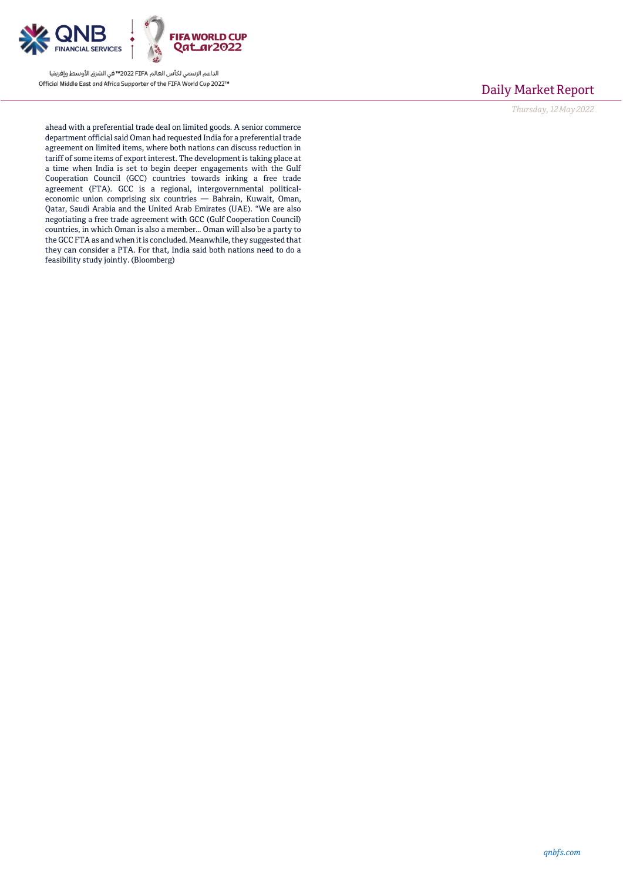ahead with a preferential trade deal on limited goods. A senior commerce department official said Oman had requested India for a preferential trade agreement on limited items, where both nations can discuss reduction in tariff of some items of export interest. The development is taking place at a time when India is set to begin deeper engagements with the Gulf Cooperation Council (GCC) countries towards inking a free trade agreement (FTA). GCC is a regional, intergovernmental political-economic union comprising six countries — Bahrain, Kuwait, Oman, Qatar, Saudi Arabia and the United Arab Emirates (UAE). "We are also negotiating a free trade agreement with GCC (Gulf Cooperation Council) countries, in which Oman is also a member... Oman will also be a party to the GCC FTA as and when it is concluded. Meanwhile, they suggested that they can consider a PTA. For that, India said both nations need to do a feasibility study jointly. (Bloomberg)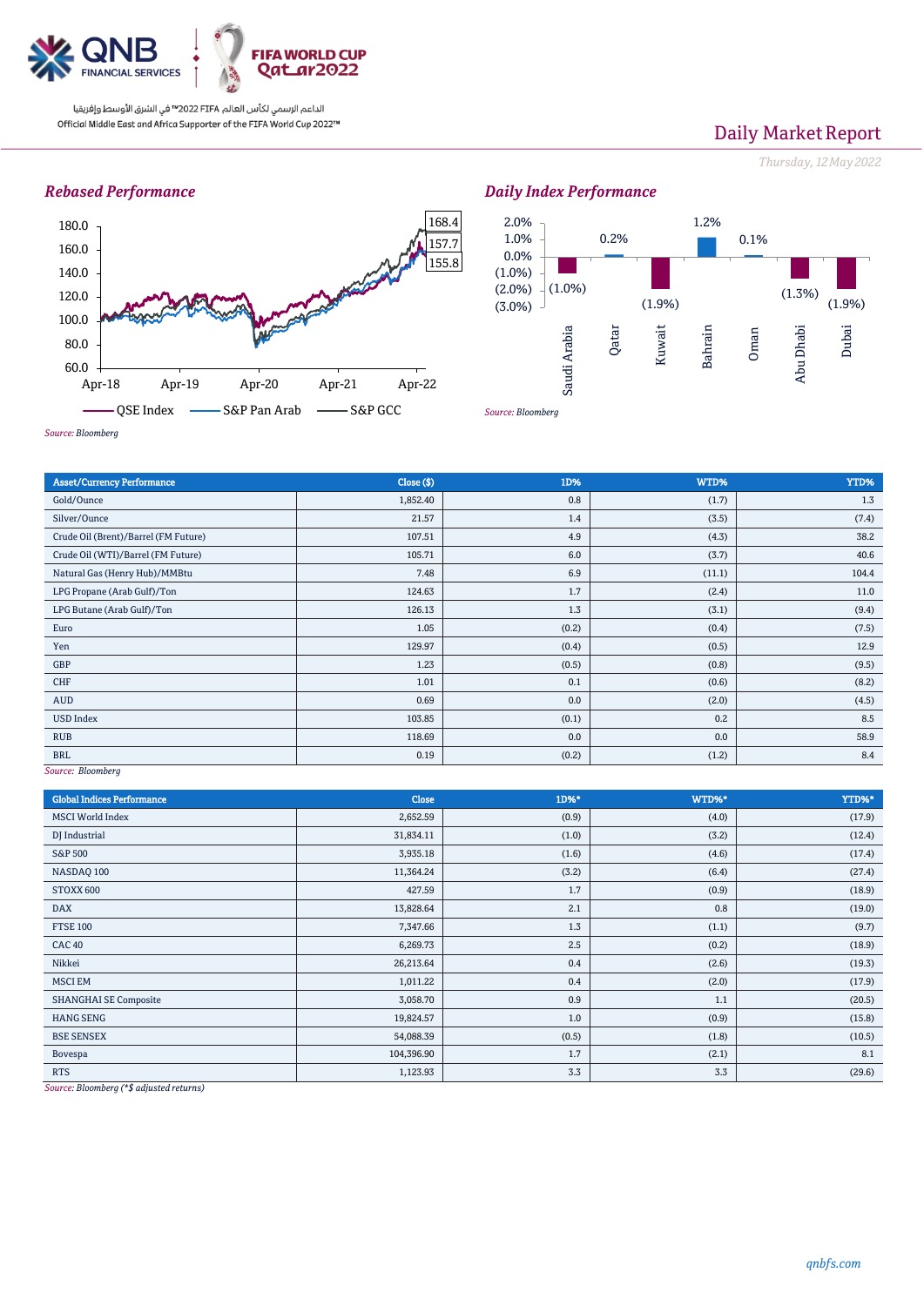QNB FINANCIAL SERVICES | FIFA WORLD CUP Qatar2022

الداعم الرسمي لكأس العالم FIFA 2022™ في الشرق الأوسط وإفريقيا

Official Middle East and Africa Supporter of the FIFA World Cup 2022™

# Daily Market Report

*Thursday, 12 May 2022*

## *Rebased Performance*

180.0, 160.0, 140.0, 120.0, 100.0, 80.0, 60.0

Apr-18, Apr-19, Apr-20, Apr-21, Apr-22

168.4, 157.7, 155.8

QSE Index, S&P Pan Arab, S&P GCC

*Source: Bloomberg*

## *Daily Index Performance*

| Saudi Arabia | Qatar | Kuwait | Bahrain | Oman | Abu Dhabi | Dubai |
|---|---|---|---|---|---|---|
| (1.0%) | 0.2% | (1.9%) | 1.2% | 0.1% | (1.3%) | (1.9%) |

*Source: Bloomberg*

| Asset/Currency Performance | Close ($) | 1D% | WTD% | YTD% |
|---|---|---|---|---|
| Gold/Ounce | 1,852.40 | 0.8 | (1.7) | 1.3 |
| Silver/Ounce | 21.57 | 1.4 | (3.5) | (7.4) |
| Crude Oil (Brent)/Barrel (FM Future) | 107.51 | 4.9 | (4.3) | 38.2 |
| Crude Oil (WTI)/Barrel (FM Future) | 105.71 | 6.0 | (3.7) | 40.6 |
| Natural Gas (Henry Hub)/MMBtu | 7.48 | 6.9 | (11.1) | 104.4 |
| LPG Propane (Arab Gulf)/Ton | 124.63 | 1.7 | (2.4) | 11.0 |
| LPG Butane (Arab Gulf)/Ton | 126.13 | 1.3 | (3.1) | (9.4) |
| Euro | 1.05 | (0.2) | (0.4) | (7.5) |
| Yen | 129.97 | (0.4) | (0.5) | 12.9 |
| GBP | 1.23 | (0.5) | (0.8) | (9.5) |
| CHF | 1.01 | 0.1 | (0.6) | (8.2) |
| AUD | 0.69 | 0.0 | (2.0) | (4.5) |
| USD Index | 103.85 | (0.1) | 0.2 | 8.5 |
| RUB | 118.69 | 0.0 | 0.0 | 58.9 |
| BRL | 0.19 | (0.2) | (1.2) | 8.4 |

*Source: Bloomberg*

| Global Indices Performance | Close | 1D%* | WTD%* | YTD%* |
|---|---|---|---|---|
| MSCI World Index | 2,652.59 | (0.9) | (4.0) | (17.9) |
| DJ Industrial | 31,834.11 | (1.0) | (3.2) | (12.4) |
| S&P 500 | 3,935.18 | (1.6) | (4.6) | (17.4) |
| NASDAQ 100 | 11,364.24 | (3.2) | (6.4) | (27.4) |
| STOXX 600 | 427.59 | 1.7 | (0.9) | (18.9) |
| DAX | 13,828.64 | 2.1 | 0.8 | (19.0) |
| FTSE 100 | 7,347.66 | 1.3 | (1.1) | (9.7) |
| CAC 40 | 6,269.73 | 2.5 | (0.2) | (18.9) |
| Nikkei | 26,213.64 | 0.4 | (2.6) | (19.3) |
| MSCI EM | 1,011.22 | 0.4 | (2.0) | (17.9) |
| SHANGHAI SE Composite | 3,058.70 | 0.9 | 1.1 | (20.5) |
| HANG SENG | 19,824.57 | 1.0 | (0.9) | (15.8) |
| BSE SENSEX | 54,088.39 | (0.5) | (1.8) | (10.5) |
| Bovespa | 104,396.90 | 1.7 | (2.1) | 8.1 |
| RTS | 1,123.93 | 3.3 | 3.3 | (29.6) |

*Source: Bloomberg (*$ adjusted returns)*

*qnbfs.com*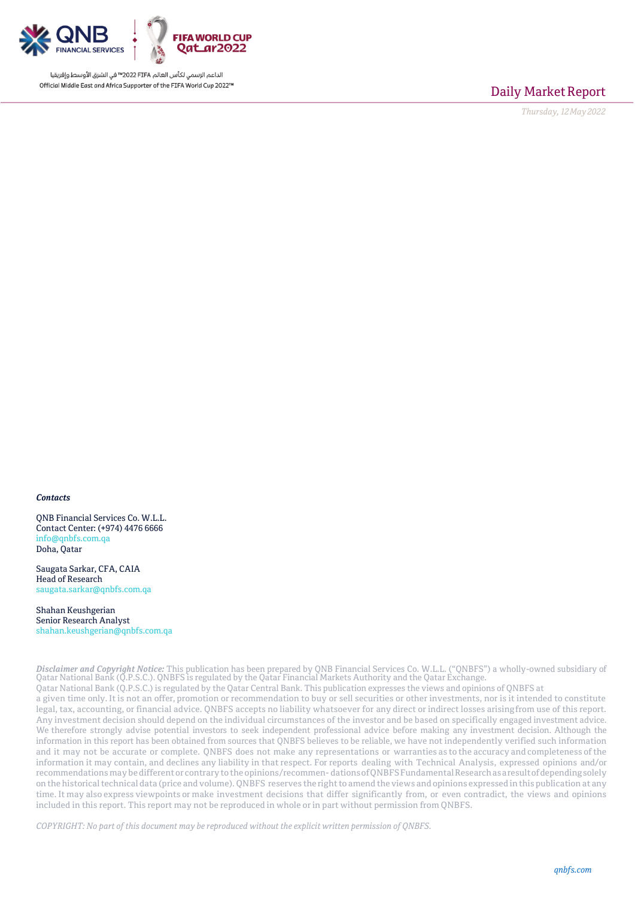الداعم الرسمي لكأس العالم FIFA 2022™ في الشرق الأوسط وإفريقيا

Official Middle East and Africa Supporter of the FIFA World Cup 2022™

Daily Market Report

*Thursday, 12 May 2022*

***Contacts***

QNB Financial Services Co. W.L.L.
Contact Center: (+974) 4476 6666
info@qnbfs.com.qa
Doha, Qatar

Saugata Sarkar, CFA, CAIA
Head of Research
saugata.sarkar@qnbfs.com.qa

Shahan Keushgerian
Senior Research Analyst
shahan.keushgerian@qnbfs.com.qa

***Disclaimer and Copyright Notice:*** This publication has been prepared by QNB Financial Services Co. W.L.L. ("QNBFS") a wholly-owned subsidiary of Qatar National Bank (Q.P.S.C.). QNBFS is regulated by the Qatar Financial Markets Authority and the Qatar Exchange. Qatar National Bank (Q.P.S.C.) is regulated by the Qatar Central Bank. This publication expresses the views and opinions of QNBFS at a given time only. It is not an offer, promotion or recommendation to buy or sell securities or other investments, nor is it intended to constitute legal, tax, accounting, or financial advice. QNBFS accepts no liability whatsoever for any direct or indirect losses arising from use of this report. Any investment decision should depend on the individual circumstances of the investor and be based on specifically engaged investment advice. We therefore strongly advise potential investors to seek independent professional advice before making any investment decision. Although the information in this report has been obtained from sources that QNBFS believes to be reliable, we have not independently verified such information and it may not be accurate or complete. QNBFS does not make any representations or warranties as to the accuracy and completeness of the information it may contain, and declines any liability in that respect. For reports dealing with Technical Analysis, expressed opinions and/or recommendations may be different or contrary to the opinions/recommen- dations of QNBFS Fundamental Research as a result of depending solely on the historical technical data (price and volume). QNBFS reserves the right to amend the views and opinions expressed in this publication at any time. It may also express viewpoints or make investment decisions that differ significantly from, or even contradict, the views and opinions included in this report. This report may not be reproduced in whole or in part without permission from QNBFS.

*COPYRIGHT: No part of this document may be reproduced without the explicit written permission of QNBFS.*

*qnbfs.com*